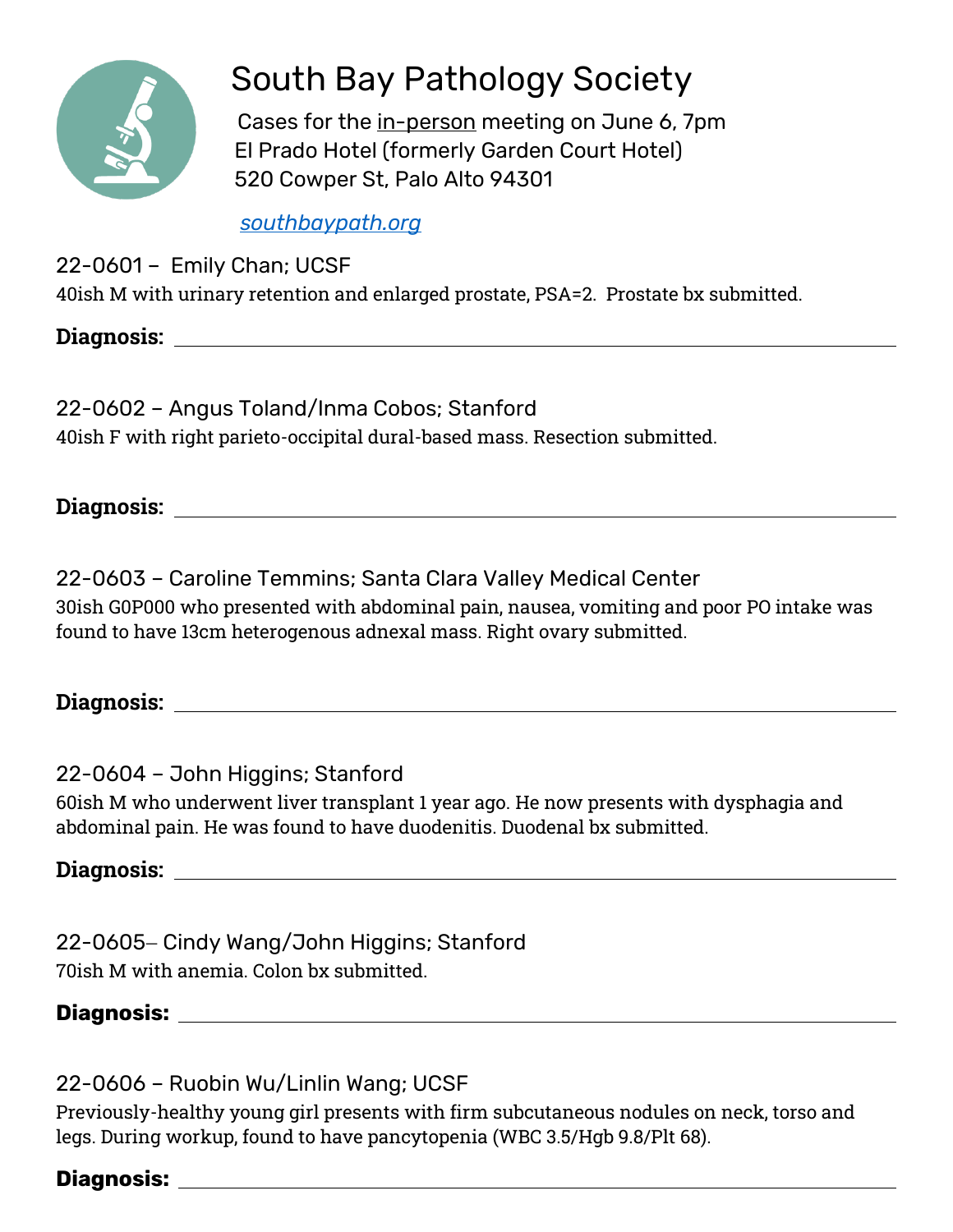# South Bay Pathology Society

Cases for the <u>in-person</u> meeting on June 6, 7pm
El Prado Hotel (formerly Garden Court Hotel)
520 Cowper St, Palo Alto 94301

*southbaypath.org*

22-0601 – Emily Chan; UCSF
40ish M with urinary retention and enlarged prostate, PSA=2. Prostate bx submitted.

**Diagnosis:** ______________________________

22-0602 – Angus Toland/Inma Cobos; Stanford
40ish F with right parieto-occipital dural-based mass. Resection submitted.

**Diagnosis:** ______________________________

22-0603 – Caroline Temmins; Santa Clara Valley Medical Center
30ish G0P000 who presented with abdominal pain, nausea, vomiting and poor PO intake was found to have 13cm heterogenous adnexal mass. Right ovary submitted.

**Diagnosis:** ______________________________

22-0604 – John Higgins; Stanford
60ish M who underwent liver transplant 1 year ago. He now presents with dysphagia and abdominal pain. He was found to have duodenitis. Duodenal bx submitted.

**Diagnosis:** ______________________________

22-0605– Cindy Wang/John Higgins; Stanford
70ish M with anemia. Colon bx submitted.

**Diagnosis:** ______________________________

22-0606 – Ruobin Wu/Linlin Wang; UCSF
Previously-healthy young girl presents with firm subcutaneous nodules on neck, torso and legs. During workup, found to have pancytopenia (WBC 3.5/Hgb 9.8/Plt 68).

**Diagnosis:** ______________________________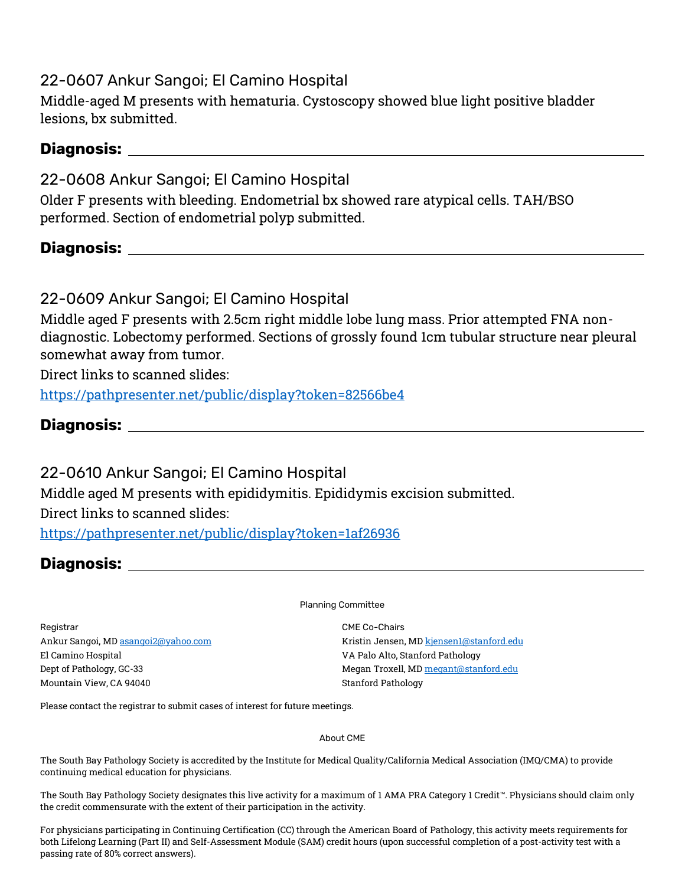## 22-0607 Ankur Sangoi; El Camino Hospital

Middle-aged M presents with hematuria. Cystoscopy showed blue light positive bladder lesions, bx submitted.

**Diagnosis:** ____________________

## 22-0608 Ankur Sangoi; El Camino Hospital

Older F presents with bleeding. Endometrial bx showed rare atypical cells. TAH/BSO performed. Section of endometrial polyp submitted.

**Diagnosis:** ____________________

## 22-0609 Ankur Sangoi; El Camino Hospital

Middle aged F presents with 2.5cm right middle lobe lung mass. Prior attempted FNA non-diagnostic. Lobectomy performed. Sections of grossly found 1cm tubular structure near pleural somewhat away from tumor.

Direct links to scanned slides:

https://pathpresenter.net/public/display?token=82566be4

**Diagnosis:** ____________________

## 22-0610 Ankur Sangoi; El Camino Hospital

Middle aged M presents with epididymitis. Epididymis excision submitted.

Direct links to scanned slides:

https://pathpresenter.net/public/display?token=1af26936

**Diagnosis:** ____________________

Planning Committee

Registrar
Ankur Sangoi, MD asangoi2@yahoo.com
El Camino Hospital
Dept of Pathology, GC-33
Mountain View, CA 94040

CME Co-Chairs
Kristin Jensen, MD kjensen1@stanford.edu
VA Palo Alto, Stanford Pathology
Megan Troxell, MD megant@stanford.edu
Stanford Pathology

Please contact the registrar to submit cases of interest for future meetings.

About CME

The South Bay Pathology Society is accredited by the Institute for Medical Quality/California Medical Association (IMQ/CMA) to provide continuing medical education for physicians.

The South Bay Pathology Society designates this live activity for a maximum of 1 AMA PRA Category 1 Credit™. Physicians should claim only the credit commensurate with the extent of their participation in the activity.

For physicians participating in Continuing Certification (CC) through the American Board of Pathology, this activity meets requirements for both Lifelong Learning (Part II) and Self-Assessment Module (SAM) credit hours (upon successful completion of a post-activity test with a passing rate of 80% correct answers).